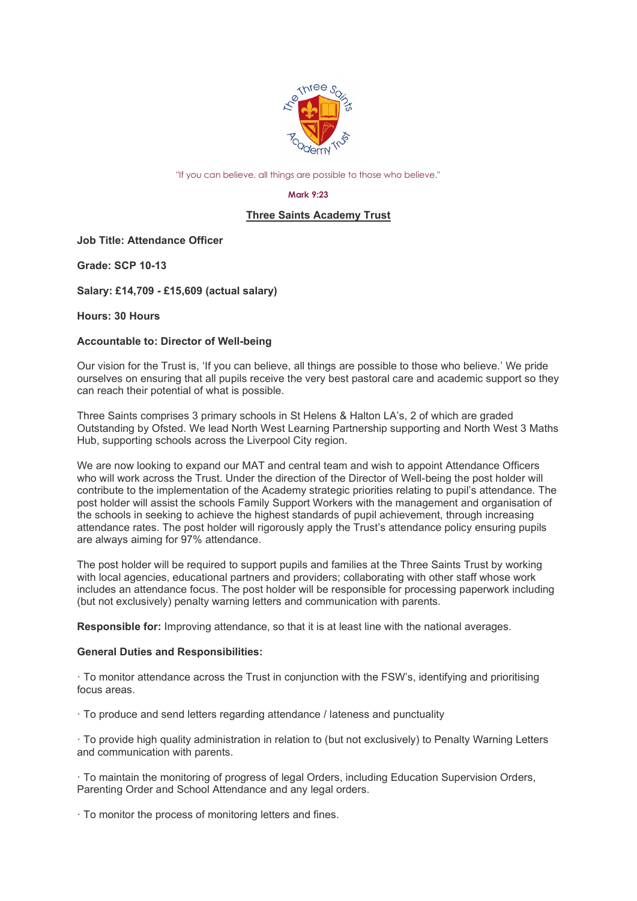"If you can believe, all things are possible to those who believe."

**Mark 9:23**

**Three Saints Academy Trust**

**Job Title: Attendance Officer**

**Grade: SCP 10-13**

**Salary: £14,709 - £15,609 (actual salary)**

**Hours: 30 Hours**

**Accountable to: Director of Well-being**

Our vision for the Trust is, 'If you can believe, all things are possible to those who believe.' We pride ourselves on ensuring that all pupils receive the very best pastoral care and academic support so they can reach their potential of what is possible.

Three Saints comprises 3 primary schools in St Helens & Halton LA's, 2 of which are graded Outstanding by Ofsted. We lead North West Learning Partnership supporting and North West 3 Maths Hub, supporting schools across the Liverpool City region.

We are now looking to expand our MAT and central team and wish to appoint Attendance Officers who will work across the Trust. Under the direction of the Director of Well-being the post holder will contribute to the implementation of the Academy strategic priorities relating to pupil's attendance. The post holder will assist the schools Family Support Workers with the management and organisation of the schools in seeking to achieve the highest standards of pupil achievement, through increasing attendance rates. The post holder will rigorously apply the Trust's attendance policy ensuring pupils are always aiming for 97% attendance.

The post holder will be required to support pupils and families at the Three Saints Trust by working with local agencies, educational partners and providers; collaborating with other staff whose work includes an attendance focus. The post holder will be responsible for processing paperwork including (but not exclusively) penalty warning letters and communication with parents.

**Responsible for:** Improving attendance, so that it is at least line with the national averages.

**General Duties and Responsibilities:**

· To monitor attendance across the Trust in conjunction with the FSW's, identifying and prioritising focus areas.

· To produce and send letters regarding attendance / lateness and punctuality

· To provide high quality administration in relation to (but not exclusively) to Penalty Warning Letters and communication with parents.

· To maintain the monitoring of progress of legal Orders, including Education Supervision Orders, Parenting Order and School Attendance and any legal orders.

· To monitor the process of monitoring letters and fines.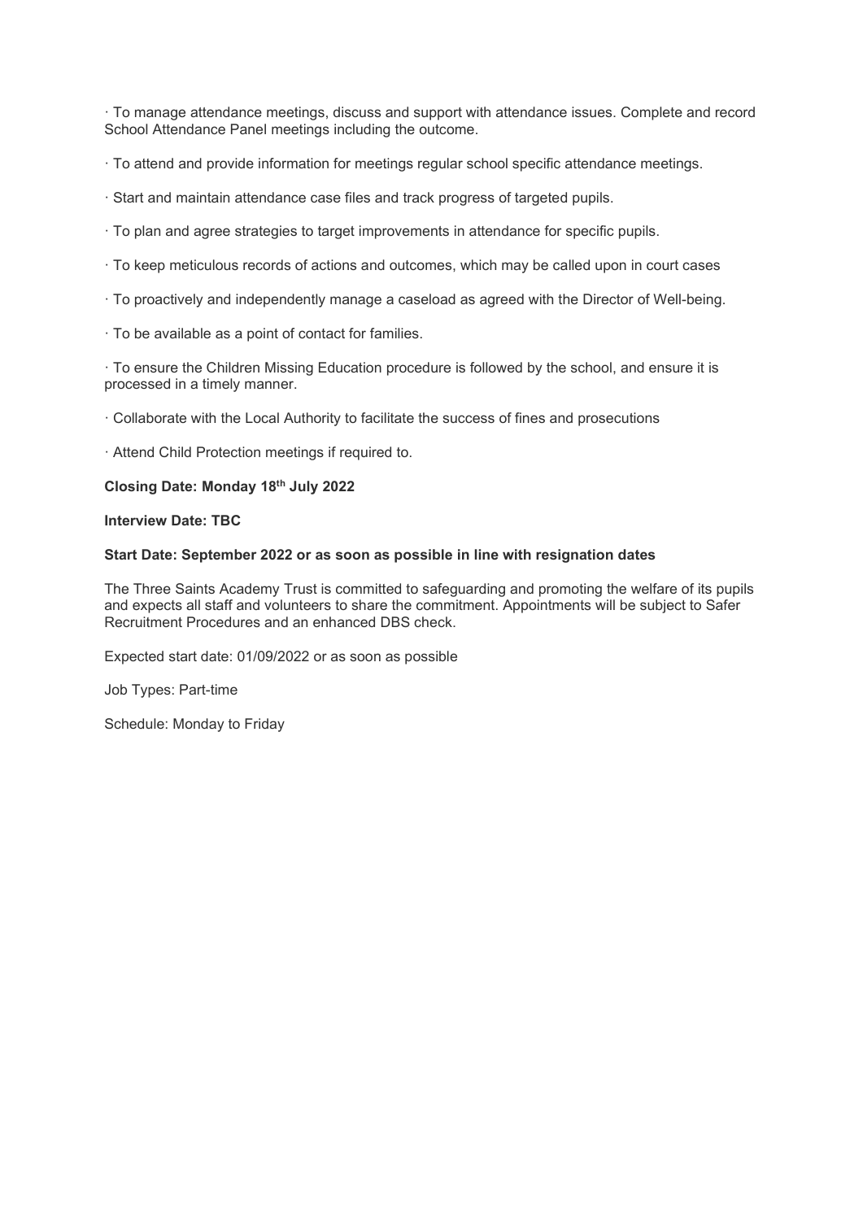· To manage attendance meetings, discuss and support with attendance issues. Complete and record School Attendance Panel meetings including the outcome.

· To attend and provide information for meetings regular school specific attendance meetings.

· Start and maintain attendance case files and track progress of targeted pupils.

· To plan and agree strategies to target improvements in attendance for specific pupils.

· To keep meticulous records of actions and outcomes, which may be called upon in court cases

· To proactively and independently manage a caseload as agreed with the Director of Well-being.

· To be available as a point of contact for families.

· To ensure the Children Missing Education procedure is followed by the school, and ensure it is processed in a timely manner.

· Collaborate with the Local Authority to facilitate the success of fines and prosecutions

· Attend Child Protection meetings if required to.

**Closing Date: Monday 18th July 2022**

**Interview Date: TBC**

**Start Date: September 2022 or as soon as possible in line with resignation dates**

The Three Saints Academy Trust is committed to safeguarding and promoting the welfare of its pupils and expects all staff and volunteers to share the commitment. Appointments will be subject to Safer Recruitment Procedures and an enhanced DBS check.

Expected start date: 01/09/2022 or as soon as possible

Job Types: Part-time

Schedule: Monday to Friday